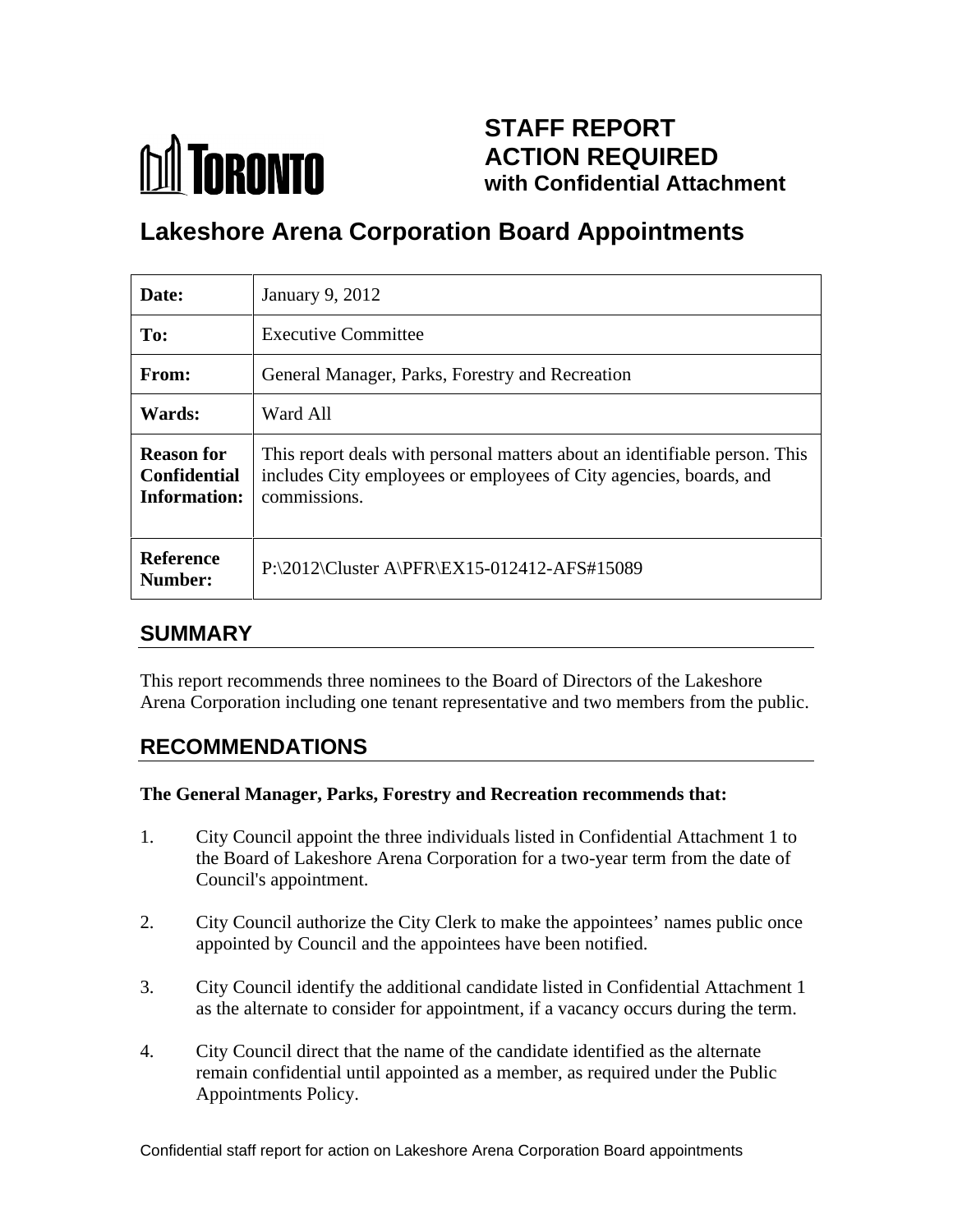TORONTO

# STAFF REPORT ACTION REQUIRED with Confidential Attachment

# Lakeshore Arena Corporation Board Appointments

| | |
|---|---|
| **Date:** | January 9, 2012 |
| **To:** | Executive Committee |
| **From:** | General Manager, Parks, Forestry and Recreation |
| **Wards:** | Ward All |
| **Reason for Confidential Information:** | This report deals with personal matters about an identifiable person. This includes City employees or employees of City agencies, boards, and commissions. |
| **Reference Number:** | P:\2012\Cluster A\PFR\EX15-012412-AFS#15089 |

## SUMMARY

This report recommends three nominees to the Board of Directors of the Lakeshore Arena Corporation including one tenant representative and two members from the public.

## RECOMMENDATIONS

**The General Manager, Parks, Forestry and Recreation recommends that:**

1. City Council appoint the three individuals listed in Confidential Attachment 1 to the Board of Lakeshore Arena Corporation for a two-year term from the date of Council's appointment.

2. City Council authorize the City Clerk to make the appointees' names public once appointed by Council and the appointees have been notified.

3. City Council identify the additional candidate listed in Confidential Attachment 1 as the alternate to consider for appointment, if a vacancy occurs during the term.

4. City Council direct that the name of the candidate identified as the alternate remain confidential until appointed as a member, as required under the Public Appointments Policy.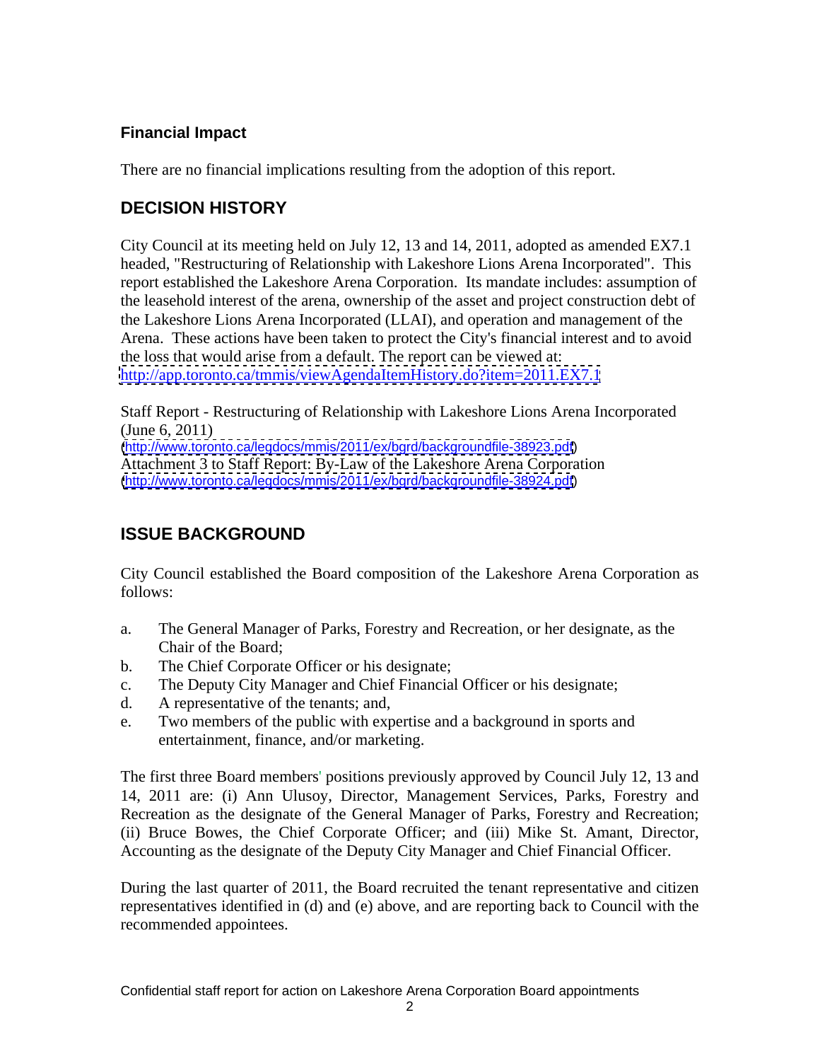### Financial Impact

There are no financial implications resulting from the adoption of this report.

## DECISION HISTORY

City Council at its meeting held on July 12, 13 and 14, 2011, adopted as amended EX7.1 headed, "Restructuring of Relationship with Lakeshore Lions Arena Incorporated". This report established the Lakeshore Arena Corporation. Its mandate includes: assumption of the leasehold interest of the arena, ownership of the asset and project construction debt of the Lakeshore Lions Arena Incorporated (LLAI), and operation and management of the Arena. These actions have been taken to protect the City's financial interest and to avoid the loss that would arise from a default. The report can be viewed at: http://app.toronto.ca/tmmis/viewAgendaItemHistory.do?item=2011.EX7.1

Staff Report - Restructuring of Relationship with Lakeshore Lions Arena Incorporated (June 6, 2011)
(http://www.toronto.ca/legdocs/mmis/2011/ex/bgrd/backgroundfile-38923.pdf)
Attachment 3 to Staff Report: By-Law of the Lakeshore Arena Corporation
(http://www.toronto.ca/legdocs/mmis/2011/ex/bgrd/backgroundfile-38924.pdf)

## ISSUE BACKGROUND

City Council established the Board composition of the Lakeshore Arena Corporation as follows:

a. The General Manager of Parks, Forestry and Recreation, or her designate, as the Chair of the Board;
b. The Chief Corporate Officer or his designate;
c. The Deputy City Manager and Chief Financial Officer or his designate;
d. A representative of the tenants; and,
e. Two members of the public with expertise and a background in sports and entertainment, finance, and/or marketing.

The first three Board members' positions previously approved by Council July 12, 13 and 14, 2011 are: (i) Ann Ulusoy, Director, Management Services, Parks, Forestry and Recreation as the designate of the General Manager of Parks, Forestry and Recreation; (ii) Bruce Bowes, the Chief Corporate Officer; and (iii) Mike St. Amant, Director, Accounting as the designate of the Deputy City Manager and Chief Financial Officer.

During the last quarter of 2011, the Board recruited the tenant representative and citizen representatives identified in (d) and (e) above, and are reporting back to Council with the recommended appointees.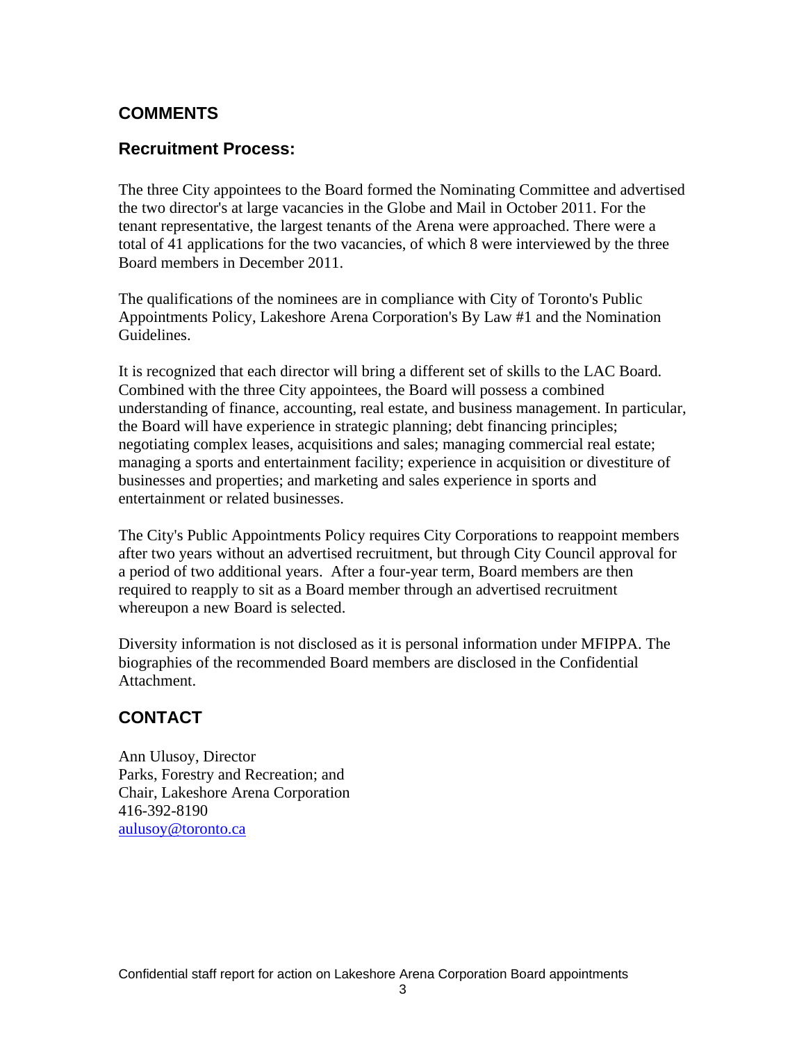## COMMENTS

### Recruitment Process:

The three City appointees to the Board formed the Nominating Committee and advertised the two director's at large vacancies in the Globe and Mail in October 2011. For the tenant representative, the largest tenants of the Arena were approached. There were a total of 41 applications for the two vacancies, of which 8 were interviewed by the three Board members in December 2011.

The qualifications of the nominees are in compliance with City of Toronto's Public Appointments Policy, Lakeshore Arena Corporation's By Law #1 and the Nomination Guidelines.

It is recognized that each director will bring a different set of skills to the LAC Board. Combined with the three City appointees, the Board will possess a combined understanding of finance, accounting, real estate, and business management. In particular, the Board will have experience in strategic planning; debt financing principles; negotiating complex leases, acquisitions and sales; managing commercial real estate; managing a sports and entertainment facility; experience in acquisition or divestiture of businesses and properties; and marketing and sales experience in sports and entertainment or related businesses.

The City's Public Appointments Policy requires City Corporations to reappoint members after two years without an advertised recruitment, but through City Council approval for a period of two additional years. After a four-year term, Board members are then required to reapply to sit as a Board member through an advertised recruitment whereupon a new Board is selected.

Diversity information is not disclosed as it is personal information under MFIPPA. The biographies of the recommended Board members are disclosed in the Confidential Attachment.

## CONTACT

Ann Ulusoy, Director
Parks, Forestry and Recreation; and
Chair, Lakeshore Arena Corporation
416-392-8190
aulusoy@toronto.ca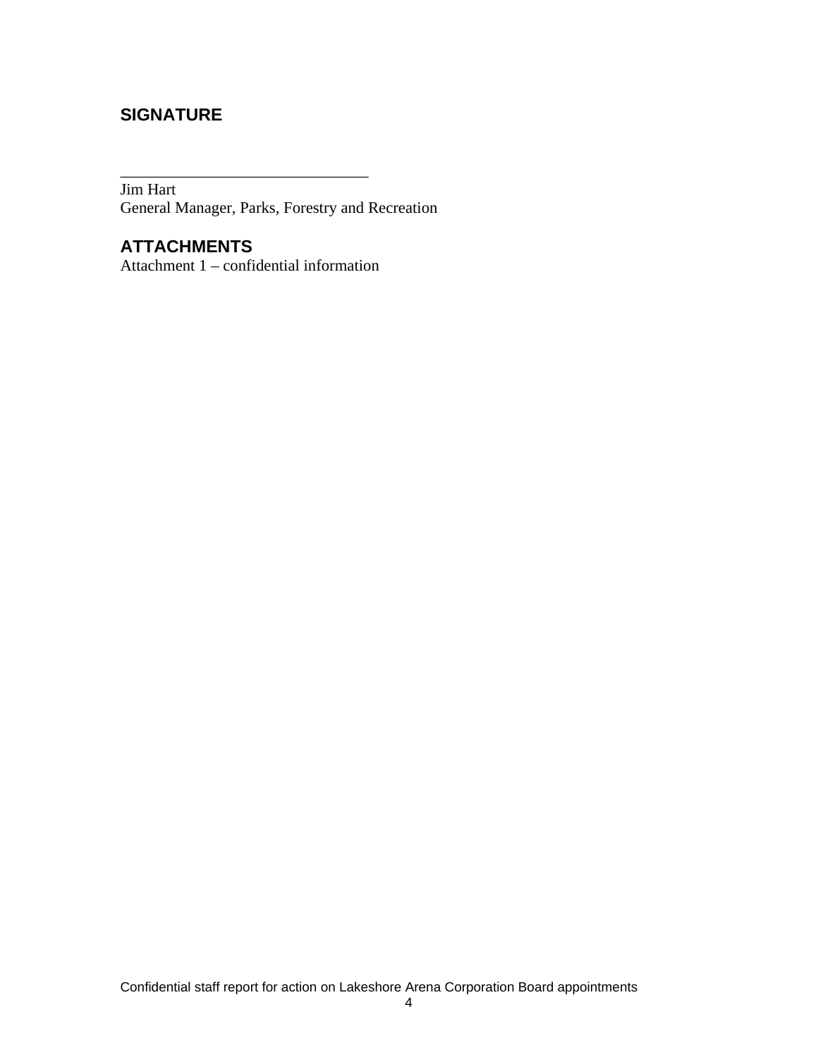## SIGNATURE

_______________________________
Jim Hart
General Manager, Parks, Forestry and Recreation

## ATTACHMENTS

Attachment 1 – confidential information